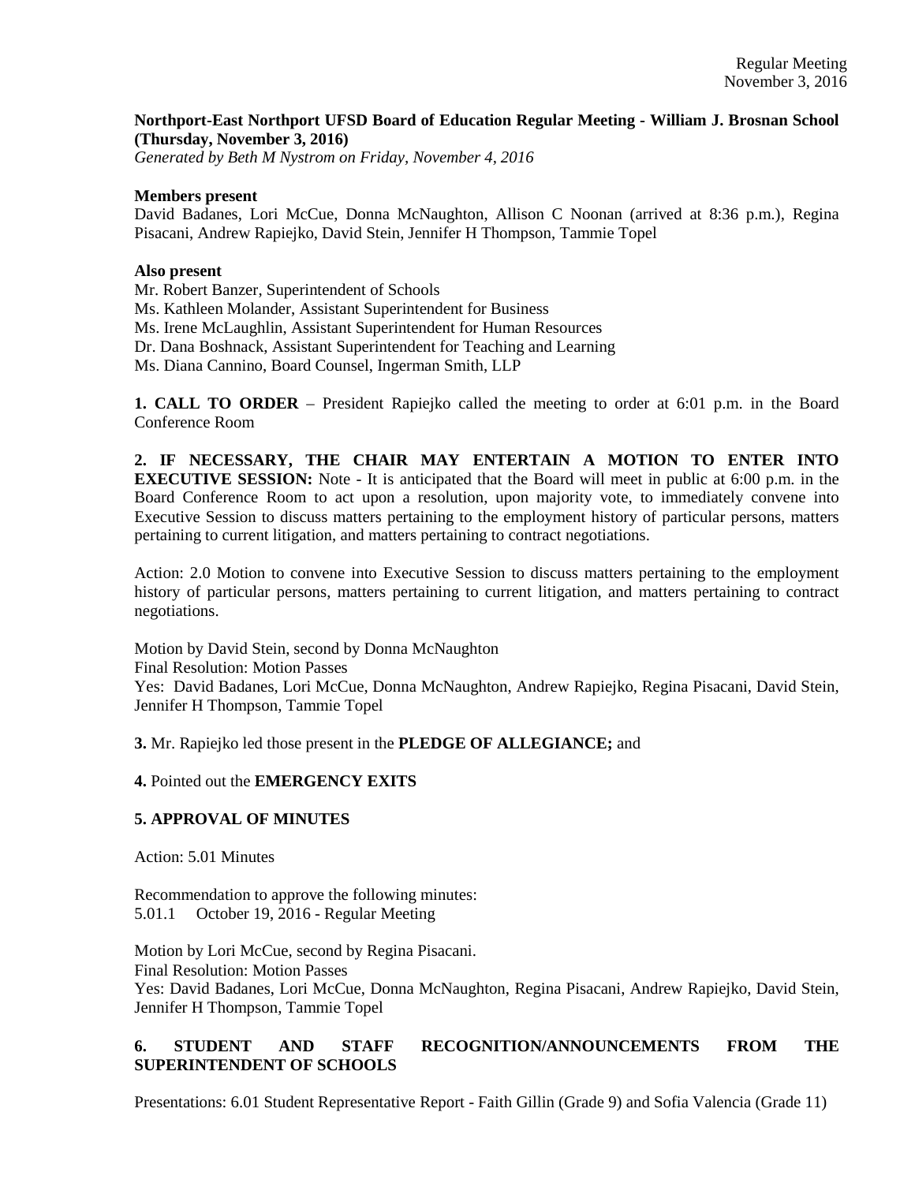**Northport-East Northport UFSD Board of Education Regular Meeting - William J. Brosnan School (Thursday, November 3, 2016)**
*Generated by Beth M Nystrom on Friday, November 4, 2016*

**Members present**
David Badanes, Lori McCue, Donna McNaughton, Allison C Noonan (arrived at 8:36 p.m.), Regina Pisacani, Andrew Rapiejko, David Stein, Jennifer H Thompson, Tammie Topel

**Also present**
Mr. Robert Banzer, Superintendent of Schools
Ms. Kathleen Molander, Assistant Superintendent for Business
Ms. Irene McLaughlin, Assistant Superintendent for Human Resources
Dr. Dana Boshnack, Assistant Superintendent for Teaching and Learning
Ms. Diana Cannino, Board Counsel, Ingerman Smith, LLP

**1. CALL TO ORDER** – President Rapiejko called the meeting to order at 6:01 p.m. in the Board Conference Room

**2. IF NECESSARY, THE CHAIR MAY ENTERTAIN A MOTION TO ENTER INTO EXECUTIVE SESSION:** Note - It is anticipated that the Board will meet in public at 6:00 p.m. in the Board Conference Room to act upon a resolution, upon majority vote, to immediately convene into Executive Session to discuss matters pertaining to the employment history of particular persons, matters pertaining to current litigation, and matters pertaining to contract negotiations.

Action: 2.0 Motion to convene into Executive Session to discuss matters pertaining to the employment history of particular persons, matters pertaining to current litigation, and matters pertaining to contract negotiations.

Motion by David Stein, second by Donna McNaughton
Final Resolution: Motion Passes
Yes: David Badanes, Lori McCue, Donna McNaughton, Andrew Rapiejko, Regina Pisacani, David Stein, Jennifer H Thompson, Tammie Topel

**3.** Mr. Rapiejko led those present in the **PLEDGE OF ALLEGIANCE;** and

**4.** Pointed out the **EMERGENCY EXITS**

**5. APPROVAL OF MINUTES**

Action: 5.01 Minutes

Recommendation to approve the following minutes:
5.01.1 October 19, 2016 - Regular Meeting

Motion by Lori McCue, second by Regina Pisacani.
Final Resolution: Motion Passes
Yes: David Badanes, Lori McCue, Donna McNaughton, Regina Pisacani, Andrew Rapiejko, David Stein, Jennifer H Thompson, Tammie Topel

**6. STUDENT AND STAFF RECOGNITION/ANNOUNCEMENTS FROM THE SUPERINTENDENT OF SCHOOLS**

Presentations: 6.01 Student Representative Report - Faith Gillin (Grade 9) and Sofia Valencia (Grade 11)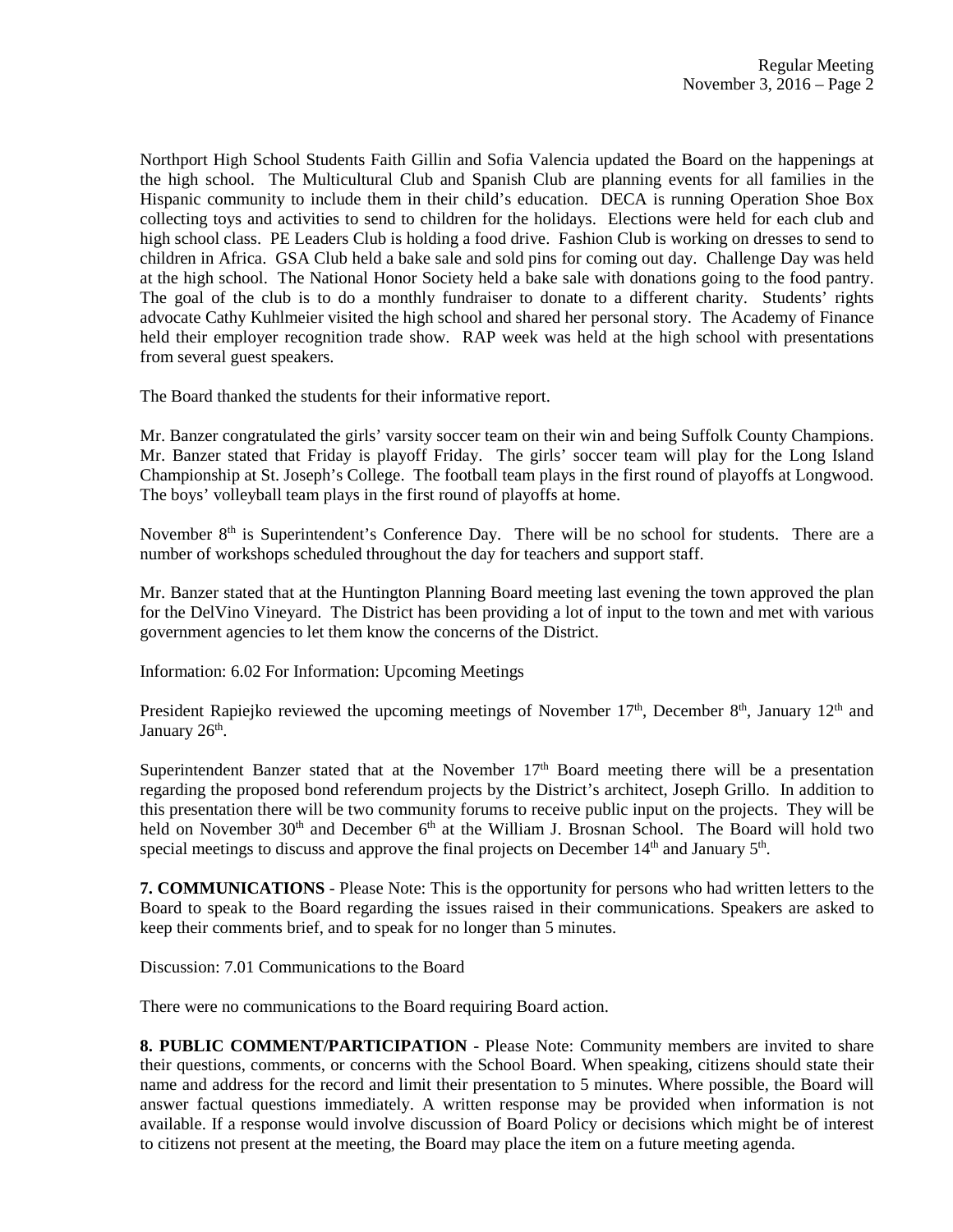Northport High School Students Faith Gillin and Sofia Valencia updated the Board on the happenings at the high school. The Multicultural Club and Spanish Club are planning events for all families in the Hispanic community to include them in their child's education. DECA is running Operation Shoe Box collecting toys and activities to send to children for the holidays. Elections were held for each club and high school class. PE Leaders Club is holding a food drive. Fashion Club is working on dresses to send to children in Africa. GSA Club held a bake sale and sold pins for coming out day. Challenge Day was held at the high school. The National Honor Society held a bake sale with donations going to the food pantry. The goal of the club is to do a monthly fundraiser to donate to a different charity. Students' rights advocate Cathy Kuhlmeier visited the high school and shared her personal story. The Academy of Finance held their employer recognition trade show. RAP week was held at the high school with presentations from several guest speakers.

The Board thanked the students for their informative report.

Mr. Banzer congratulated the girls' varsity soccer team on their win and being Suffolk County Champions. Mr. Banzer stated that Friday is playoff Friday. The girls' soccer team will play for the Long Island Championship at St. Joseph's College. The football team plays in the first round of playoffs at Longwood. The boys' volleyball team plays in the first round of playoffs at home.

November 8th is Superintendent's Conference Day. There will be no school for students. There are a number of workshops scheduled throughout the day for teachers and support staff.

Mr. Banzer stated that at the Huntington Planning Board meeting last evening the town approved the plan for the DelVino Vineyard. The District has been providing a lot of input to the town and met with various government agencies to let them know the concerns of the District.

Information: 6.02 For Information: Upcoming Meetings

President Rapiejko reviewed the upcoming meetings of November 17th, December 8th, January 12th and January 26th.

Superintendent Banzer stated that at the November 17th Board meeting there will be a presentation regarding the proposed bond referendum projects by the District's architect, Joseph Grillo. In addition to this presentation there will be two community forums to receive public input on the projects. They will be held on November 30th and December 6th at the William J. Brosnan School. The Board will hold two special meetings to discuss and approve the final projects on December 14th and January 5th.

**7. COMMUNICATIONS** - Please Note: This is the opportunity for persons who had written letters to the Board to speak to the Board regarding the issues raised in their communications. Speakers are asked to keep their comments brief, and to speak for no longer than 5 minutes.

Discussion: 7.01 Communications to the Board

There were no communications to the Board requiring Board action.

**8. PUBLIC COMMENT/PARTICIPATION** - Please Note: Community members are invited to share their questions, comments, or concerns with the School Board. When speaking, citizens should state their name and address for the record and limit their presentation to 5 minutes. Where possible, the Board will answer factual questions immediately. A written response may be provided when information is not available. If a response would involve discussion of Board Policy or decisions which might be of interest to citizens not present at the meeting, the Board may place the item on a future meeting agenda.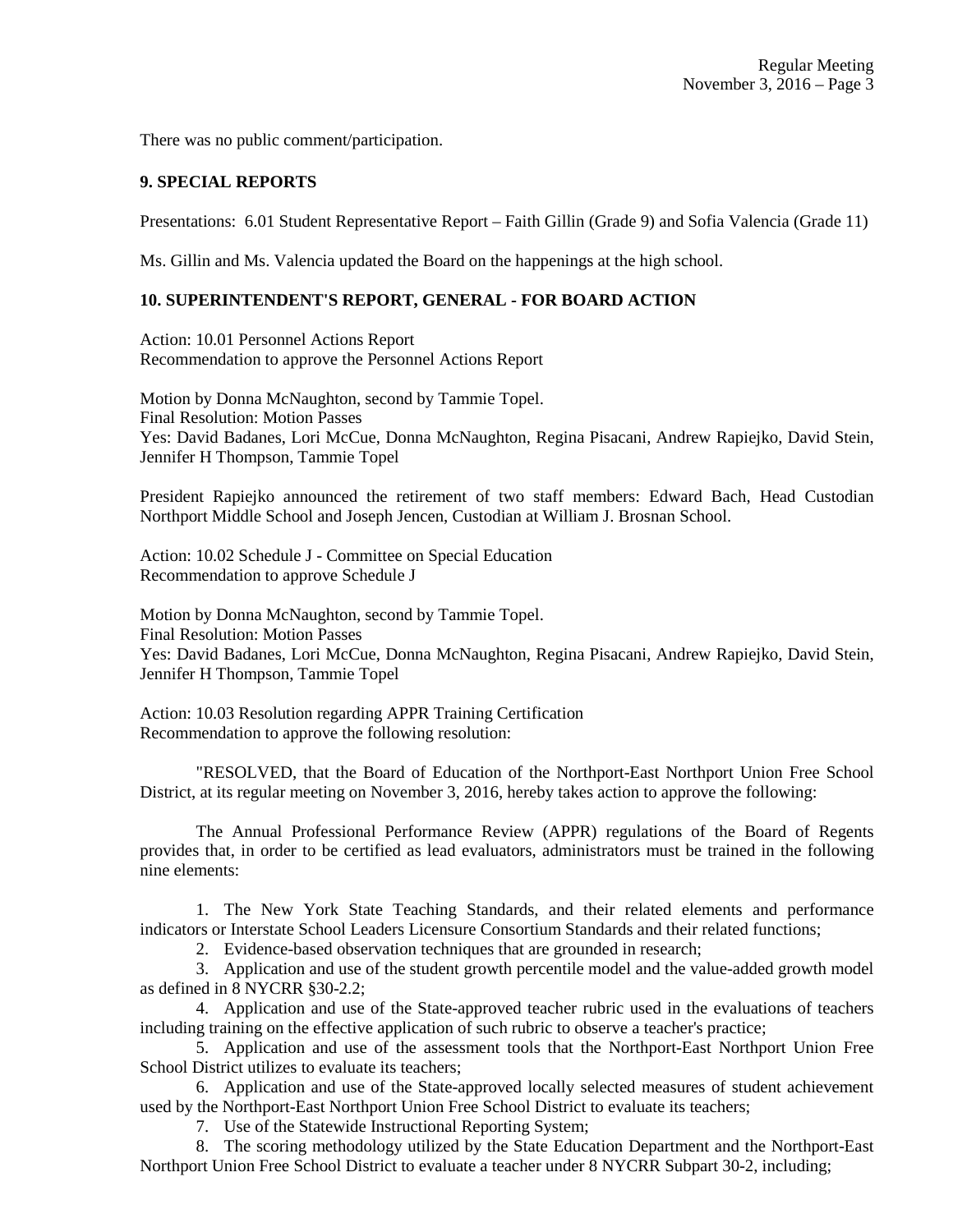There was no public comment/participation.

### 9. SPECIAL REPORTS

Presentations: 6.01 Student Representative Report – Faith Gillin (Grade 9) and Sofia Valencia (Grade 11)

Ms. Gillin and Ms. Valencia updated the Board on the happenings at the high school.

### 10. SUPERINTENDENT'S REPORT, GENERAL - FOR BOARD ACTION

Action: 10.01 Personnel Actions Report
Recommendation to approve the Personnel Actions Report

Motion by Donna McNaughton, second by Tammie Topel.
Final Resolution: Motion Passes
Yes: David Badanes, Lori McCue, Donna McNaughton, Regina Pisacani, Andrew Rapiejko, David Stein, Jennifer H Thompson, Tammie Topel

President Rapiejko announced the retirement of two staff members: Edward Bach, Head Custodian Northport Middle School and Joseph Jencen, Custodian at William J. Brosnan School.

Action: 10.02 Schedule J - Committee on Special Education
Recommendation to approve Schedule J

Motion by Donna McNaughton, second by Tammie Topel.
Final Resolution: Motion Passes
Yes: David Badanes, Lori McCue, Donna McNaughton, Regina Pisacani, Andrew Rapiejko, David Stein, Jennifer H Thompson, Tammie Topel

Action: 10.03 Resolution regarding APPR Training Certification
Recommendation to approve the following resolution:

"RESOLVED, that the Board of Education of the Northport-East Northport Union Free School District, at its regular meeting on November 3, 2016, hereby takes action to approve the following:

The Annual Professional Performance Review (APPR) regulations of the Board of Regents provides that, in order to be certified as lead evaluators, administrators must be trained in the following nine elements:

1. The New York State Teaching Standards, and their related elements and performance indicators or Interstate School Leaders Licensure Consortium Standards and their related functions;
2. Evidence-based observation techniques that are grounded in research;
3. Application and use of the student growth percentile model and the value-added growth model as defined in 8 NYCRR §30-2.2;
4. Application and use of the State-approved teacher rubric used in the evaluations of teachers including training on the effective application of such rubric to observe a teacher's practice;
5. Application and use of the assessment tools that the Northport-East Northport Union Free School District utilizes to evaluate its teachers;
6. Application and use of the State-approved locally selected measures of student achievement used by the Northport-East Northport Union Free School District to evaluate its teachers;
7. Use of the Statewide Instructional Reporting System;
8. The scoring methodology utilized by the State Education Department and the Northport-East Northport Union Free School District to evaluate a teacher under 8 NYCRR Subpart 30-2, including;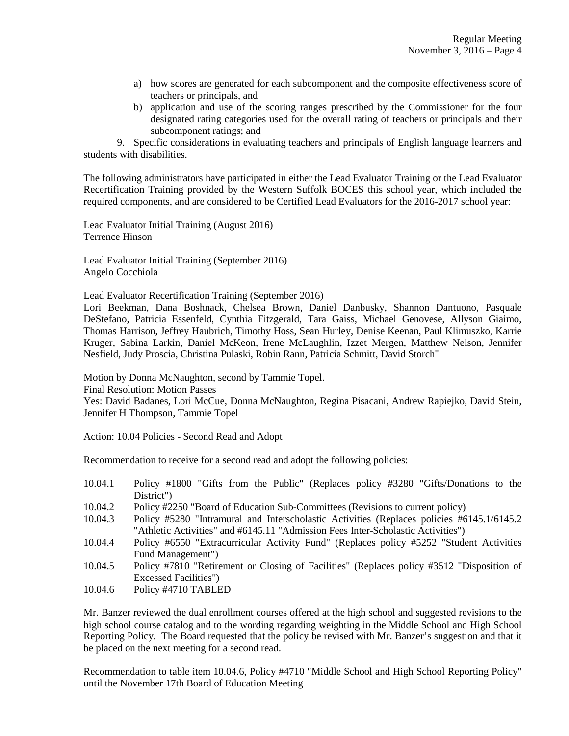a) how scores are generated for each subcomponent and the composite effectiveness score of teachers or principals, and
b) application and use of the scoring ranges prescribed by the Commissioner for the four designated rating categories used for the overall rating of teachers or principals and their subcomponent ratings; and

9. Specific considerations in evaluating teachers and principals of English language learners and students with disabilities.

The following administrators have participated in either the Lead Evaluator Training or the Lead Evaluator Recertification Training provided by the Western Suffolk BOCES this school year, which included the required components, and are considered to be Certified Lead Evaluators for the 2016-2017 school year:

Lead Evaluator Initial Training (August 2016)
Terrence Hinson

Lead Evaluator Initial Training (September 2016)
Angelo Cocchiola

Lead Evaluator Recertification Training (September 2016)
Lori Beekman, Dana Boshnack, Chelsea Brown, Daniel Danbusky, Shannon Dantuono, Pasquale DeStefano, Patricia Essenfeld, Cynthia Fitzgerald, Tara Gaiss, Michael Genovese, Allyson Giaimo, Thomas Harrison, Jeffrey Haubrich, Timothy Hoss, Sean Hurley, Denise Keenan, Paul Klimuszko, Karrie Kruger, Sabina Larkin, Daniel McKeon, Irene McLaughlin, Izzet Mergen, Matthew Nelson, Jennifer Nesfield, Judy Proscia, Christina Pulaski, Robin Rann, Patricia Schmitt, David Storch"

Motion by Donna McNaughton, second by Tammie Topel.
Final Resolution: Motion Passes
Yes: David Badanes, Lori McCue, Donna McNaughton, Regina Pisacani, Andrew Rapiejko, David Stein, Jennifer H Thompson, Tammie Topel

Action: 10.04 Policies - Second Read and Adopt

Recommendation to receive for a second read and adopt the following policies:

10.04.1 Policy #1800 "Gifts from the Public" (Replaces policy #3280 "Gifts/Donations to the District")
10.04.2 Policy #2250 "Board of Education Sub-Committees (Revisions to current policy)
10.04.3 Policy #5280 "Intramural and Interscholastic Activities (Replaces policies #6145.1/6145.2 "Athletic Activities" and #6145.11 "Admission Fees Inter-Scholastic Activities")
10.04.4 Policy #6550 "Extracurricular Activity Fund" (Replaces policy #5252 "Student Activities Fund Management")
10.04.5 Policy #7810 "Retirement or Closing of Facilities" (Replaces policy #3512 "Disposition of Excessed Facilities")
10.04.6 Policy #4710 TABLED

Mr. Banzer reviewed the dual enrollment courses offered at the high school and suggested revisions to the high school course catalog and to the wording regarding weighting in the Middle School and High School Reporting Policy. The Board requested that the policy be revised with Mr. Banzer's suggestion and that it be placed on the next meeting for a second read.

Recommendation to table item 10.04.6, Policy #4710 "Middle School and High School Reporting Policy" until the November 17th Board of Education Meeting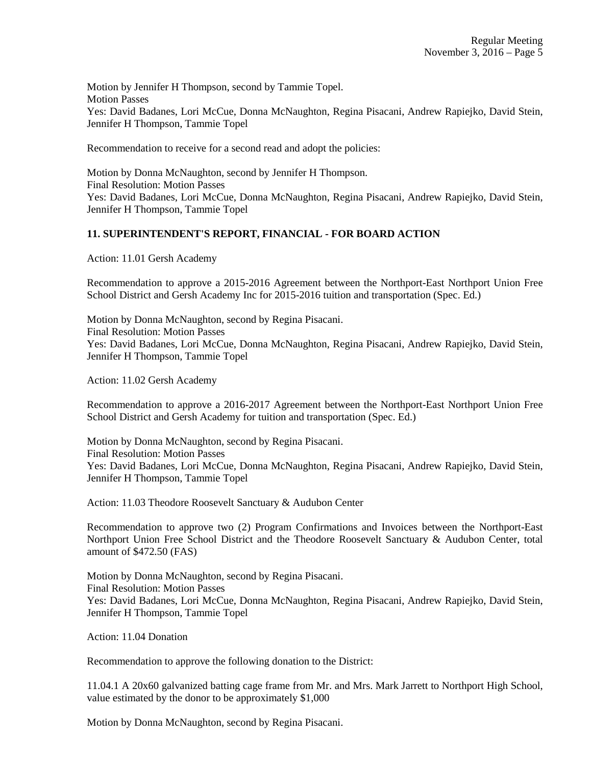Motion by Jennifer H Thompson, second by Tammie Topel.
Motion Passes
Yes: David Badanes, Lori McCue, Donna McNaughton, Regina Pisacani, Andrew Rapiejko, David Stein, Jennifer H Thompson, Tammie Topel

Recommendation to receive for a second read and adopt the policies:

Motion by Donna McNaughton, second by Jennifer H Thompson.
Final Resolution: Motion Passes
Yes: David Badanes, Lori McCue, Donna McNaughton, Regina Pisacani, Andrew Rapiejko, David Stein, Jennifer H Thompson, Tammie Topel

**11. SUPERINTENDENT'S REPORT, FINANCIAL - FOR BOARD ACTION**

Action: 11.01 Gersh Academy

Recommendation to approve a 2015-2016 Agreement between the Northport-East Northport Union Free School District and Gersh Academy Inc for 2015-2016 tuition and transportation (Spec. Ed.)

Motion by Donna McNaughton, second by Regina Pisacani.
Final Resolution: Motion Passes
Yes: David Badanes, Lori McCue, Donna McNaughton, Regina Pisacani, Andrew Rapiejko, David Stein, Jennifer H Thompson, Tammie Topel

Action: 11.02 Gersh Academy

Recommendation to approve a 2016-2017 Agreement between the Northport-East Northport Union Free School District and Gersh Academy for tuition and transportation (Spec. Ed.)

Motion by Donna McNaughton, second by Regina Pisacani.
Final Resolution: Motion Passes
Yes: David Badanes, Lori McCue, Donna McNaughton, Regina Pisacani, Andrew Rapiejko, David Stein, Jennifer H Thompson, Tammie Topel

Action: 11.03 Theodore Roosevelt Sanctuary & Audubon Center

Recommendation to approve two (2) Program Confirmations and Invoices between the Northport-East Northport Union Free School District and the Theodore Roosevelt Sanctuary & Audubon Center, total amount of $472.50 (FAS)

Motion by Donna McNaughton, second by Regina Pisacani.
Final Resolution: Motion Passes
Yes: David Badanes, Lori McCue, Donna McNaughton, Regina Pisacani, Andrew Rapiejko, David Stein, Jennifer H Thompson, Tammie Topel

Action: 11.04 Donation

Recommendation to approve the following donation to the District:

11.04.1 A 20x60 galvanized batting cage frame from Mr. and Mrs. Mark Jarrett to Northport High School, value estimated by the donor to be approximately $1,000

Motion by Donna McNaughton, second by Regina Pisacani.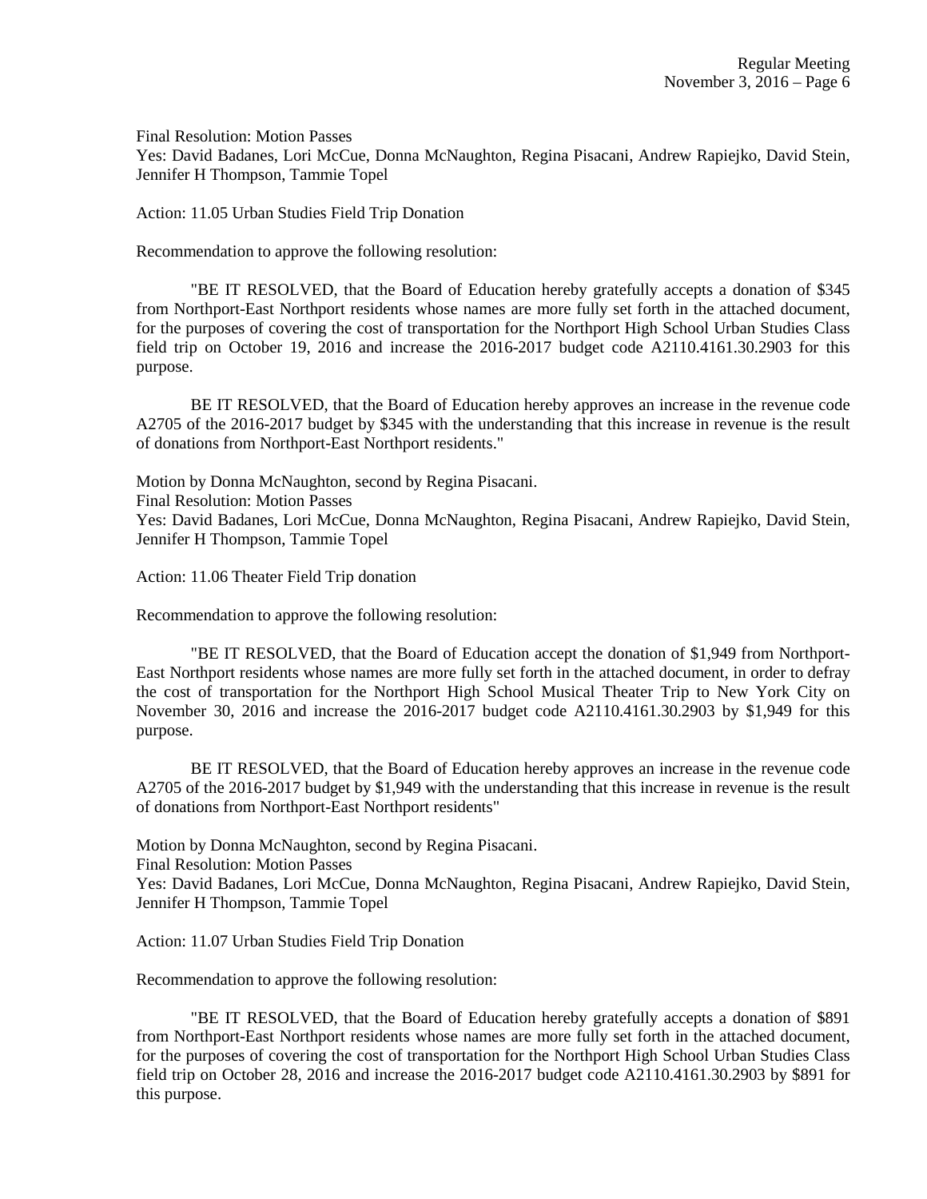Final Resolution: Motion Passes
Yes: David Badanes, Lori McCue, Donna McNaughton, Regina Pisacani, Andrew Rapiejko, David Stein, Jennifer H Thompson, Tammie Topel

Action: 11.05 Urban Studies Field Trip Donation

Recommendation to approve the following resolution:

"BE IT RESOLVED, that the Board of Education hereby gratefully accepts a donation of $345 from Northport-East Northport residents whose names are more fully set forth in the attached document, for the purposes of covering the cost of transportation for the Northport High School Urban Studies Class field trip on October 19, 2016 and increase the 2016-2017 budget code A2110.4161.30.2903 for this purpose.

BE IT RESOLVED, that the Board of Education hereby approves an increase in the revenue code A2705 of the 2016-2017 budget by $345 with the understanding that this increase in revenue is the result of donations from Northport-East Northport residents."

Motion by Donna McNaughton, second by Regina Pisacani.
Final Resolution: Motion Passes
Yes: David Badanes, Lori McCue, Donna McNaughton, Regina Pisacani, Andrew Rapiejko, David Stein, Jennifer H Thompson, Tammie Topel

Action: 11.06 Theater Field Trip donation

Recommendation to approve the following resolution:

"BE IT RESOLVED, that the Board of Education accept the donation of $1,949 from Northport-East Northport residents whose names are more fully set forth in the attached document, in order to defray the cost of transportation for the Northport High School Musical Theater Trip to New York City on November 30, 2016 and increase the 2016-2017 budget code A2110.4161.30.2903 by $1,949 for this purpose.

BE IT RESOLVED, that the Board of Education hereby approves an increase in the revenue code A2705 of the 2016-2017 budget by $1,949 with the understanding that this increase in revenue is the result of donations from Northport-East Northport residents"

Motion by Donna McNaughton, second by Regina Pisacani.
Final Resolution: Motion Passes
Yes: David Badanes, Lori McCue, Donna McNaughton, Regina Pisacani, Andrew Rapiejko, David Stein, Jennifer H Thompson, Tammie Topel

Action: 11.07 Urban Studies Field Trip Donation

Recommendation to approve the following resolution:

"BE IT RESOLVED, that the Board of Education hereby gratefully accepts a donation of $891 from Northport-East Northport residents whose names are more fully set forth in the attached document, for the purposes of covering the cost of transportation for the Northport High School Urban Studies Class field trip on October 28, 2016 and increase the 2016-2017 budget code A2110.4161.30.2903 by $891 for this purpose.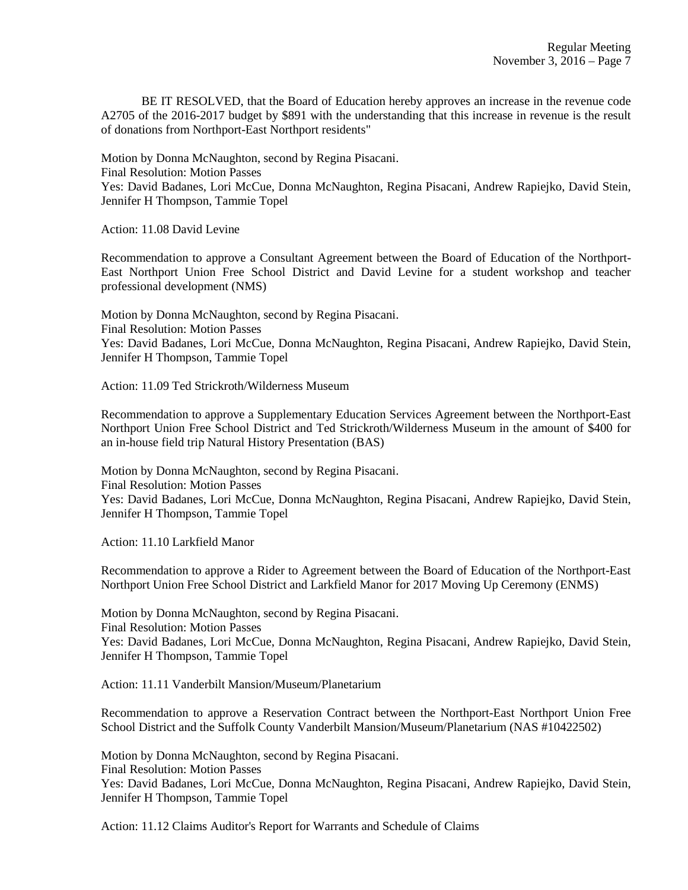BE IT RESOLVED, that the Board of Education hereby approves an increase in the revenue code A2705 of the 2016-2017 budget by $891 with the understanding that this increase in revenue is the result of donations from Northport-East Northport residents"

Motion by Donna McNaughton, second by Regina Pisacani.
Final Resolution: Motion Passes
Yes: David Badanes, Lori McCue, Donna McNaughton, Regina Pisacani, Andrew Rapiejko, David Stein, Jennifer H Thompson, Tammie Topel

Action: 11.08 David Levine

Recommendation to approve a Consultant Agreement between the Board of Education of the Northport-East Northport Union Free School District and David Levine for a student workshop and teacher professional development (NMS)

Motion by Donna McNaughton, second by Regina Pisacani.
Final Resolution: Motion Passes
Yes: David Badanes, Lori McCue, Donna McNaughton, Regina Pisacani, Andrew Rapiejko, David Stein, Jennifer H Thompson, Tammie Topel

Action: 11.09 Ted Strickroth/Wilderness Museum

Recommendation to approve a Supplementary Education Services Agreement between the Northport-East Northport Union Free School District and Ted Strickroth/Wilderness Museum in the amount of $400 for an in-house field trip Natural History Presentation (BAS)

Motion by Donna McNaughton, second by Regina Pisacani.
Final Resolution: Motion Passes
Yes: David Badanes, Lori McCue, Donna McNaughton, Regina Pisacani, Andrew Rapiejko, David Stein, Jennifer H Thompson, Tammie Topel

Action: 11.10 Larkfield Manor

Recommendation to approve a Rider to Agreement between the Board of Education of the Northport-East Northport Union Free School District and Larkfield Manor for 2017 Moving Up Ceremony (ENMS)

Motion by Donna McNaughton, second by Regina Pisacani.
Final Resolution: Motion Passes
Yes: David Badanes, Lori McCue, Donna McNaughton, Regina Pisacani, Andrew Rapiejko, David Stein, Jennifer H Thompson, Tammie Topel

Action: 11.11 Vanderbilt Mansion/Museum/Planetarium

Recommendation to approve a Reservation Contract between the Northport-East Northport Union Free School District and the Suffolk County Vanderbilt Mansion/Museum/Planetarium (NAS #10422502)

Motion by Donna McNaughton, second by Regina Pisacani.
Final Resolution: Motion Passes
Yes: David Badanes, Lori McCue, Donna McNaughton, Regina Pisacani, Andrew Rapiejko, David Stein, Jennifer H Thompson, Tammie Topel

Action: 11.12 Claims Auditor's Report for Warrants and Schedule of Claims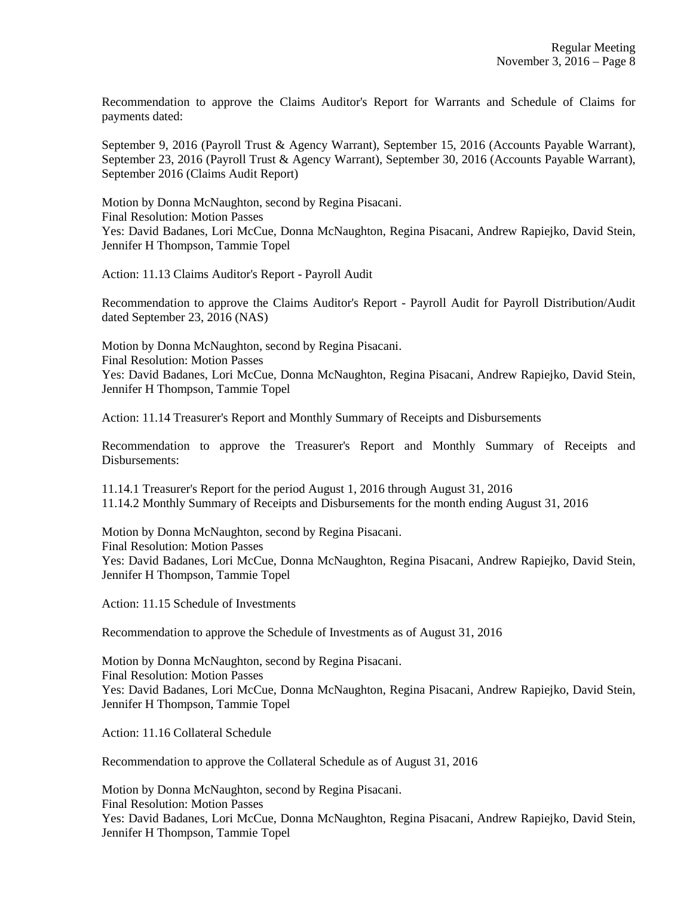Recommendation to approve the Claims Auditor's Report for Warrants and Schedule of Claims for payments dated:

September 9, 2016 (Payroll Trust & Agency Warrant), September 15, 2016 (Accounts Payable Warrant), September 23, 2016 (Payroll Trust & Agency Warrant), September 30, 2016 (Accounts Payable Warrant), September 2016 (Claims Audit Report)

Motion by Donna McNaughton, second by Regina Pisacani.
Final Resolution: Motion Passes
Yes: David Badanes, Lori McCue, Donna McNaughton, Regina Pisacani, Andrew Rapiejko, David Stein, Jennifer H Thompson, Tammie Topel

Action: 11.13 Claims Auditor's Report - Payroll Audit

Recommendation to approve the Claims Auditor's Report - Payroll Audit for Payroll Distribution/Audit dated September 23, 2016 (NAS)

Motion by Donna McNaughton, second by Regina Pisacani.
Final Resolution: Motion Passes
Yes: David Badanes, Lori McCue, Donna McNaughton, Regina Pisacani, Andrew Rapiejko, David Stein, Jennifer H Thompson, Tammie Topel

Action: 11.14 Treasurer's Report and Monthly Summary of Receipts and Disbursements

Recommendation to approve the Treasurer's Report and Monthly Summary of Receipts and Disbursements:

11.14.1 Treasurer's Report for the period August 1, 2016 through August 31, 2016
11.14.2 Monthly Summary of Receipts and Disbursements for the month ending August 31, 2016

Motion by Donna McNaughton, second by Regina Pisacani.
Final Resolution: Motion Passes
Yes: David Badanes, Lori McCue, Donna McNaughton, Regina Pisacani, Andrew Rapiejko, David Stein, Jennifer H Thompson, Tammie Topel

Action: 11.15 Schedule of Investments

Recommendation to approve the Schedule of Investments as of August 31, 2016

Motion by Donna McNaughton, second by Regina Pisacani.
Final Resolution: Motion Passes
Yes: David Badanes, Lori McCue, Donna McNaughton, Regina Pisacani, Andrew Rapiejko, David Stein, Jennifer H Thompson, Tammie Topel

Action: 11.16 Collateral Schedule

Recommendation to approve the Collateral Schedule as of August 31, 2016

Motion by Donna McNaughton, second by Regina Pisacani.
Final Resolution: Motion Passes
Yes: David Badanes, Lori McCue, Donna McNaughton, Regina Pisacani, Andrew Rapiejko, David Stein, Jennifer H Thompson, Tammie Topel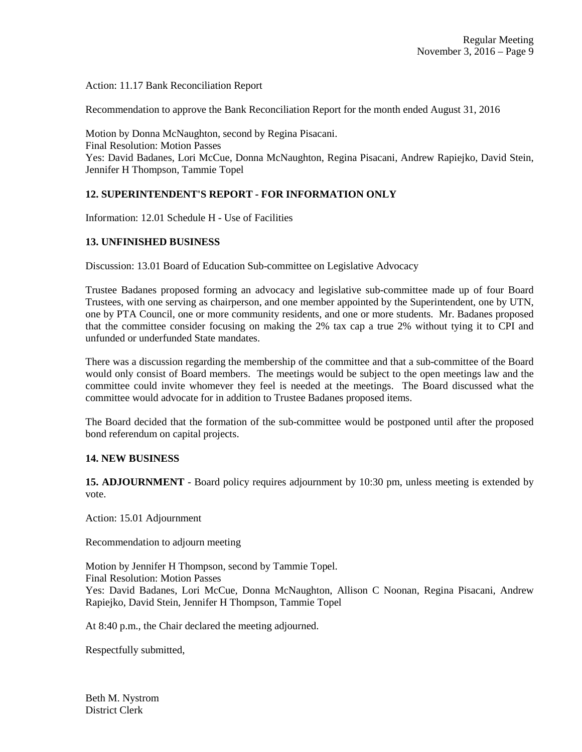Action: 11.17 Bank Reconciliation Report

Recommendation to approve the Bank Reconciliation Report for the month ended August 31, 2016

Motion by Donna McNaughton, second by Regina Pisacani.
Final Resolution: Motion Passes
Yes: David Badanes, Lori McCue, Donna McNaughton, Regina Pisacani, Andrew Rapiejko, David Stein, Jennifer H Thompson, Tammie Topel

**12. SUPERINTENDENT'S REPORT - FOR INFORMATION ONLY**

Information: 12.01 Schedule H - Use of Facilities

**13. UNFINISHED BUSINESS**

Discussion: 13.01 Board of Education Sub-committee on Legislative Advocacy

Trustee Badanes proposed forming an advocacy and legislative sub-committee made up of four Board Trustees, with one serving as chairperson, and one member appointed by the Superintendent, one by UTN, one by PTA Council, one or more community residents, and one or more students. Mr. Badanes proposed that the committee consider focusing on making the 2% tax cap a true 2% without tying it to CPI and unfunded or underfunded State mandates.

There was a discussion regarding the membership of the committee and that a sub-committee of the Board would only consist of Board members. The meetings would be subject to the open meetings law and the committee could invite whomever they feel is needed at the meetings. The Board discussed what the committee would advocate for in addition to Trustee Badanes proposed items.

The Board decided that the formation of the sub-committee would be postponed until after the proposed bond referendum on capital projects.

**14. NEW BUSINESS**

**15. ADJOURNMENT** - Board policy requires adjournment by 10:30 pm, unless meeting is extended by vote.

Action: 15.01 Adjournment

Recommendation to adjourn meeting

Motion by Jennifer H Thompson, second by Tammie Topel.
Final Resolution: Motion Passes
Yes: David Badanes, Lori McCue, Donna McNaughton, Allison C Noonan, Regina Pisacani, Andrew Rapiejko, David Stein, Jennifer H Thompson, Tammie Topel

At 8:40 p.m., the Chair declared the meeting adjourned.

Respectfully submitted,

Beth M. Nystrom
District Clerk